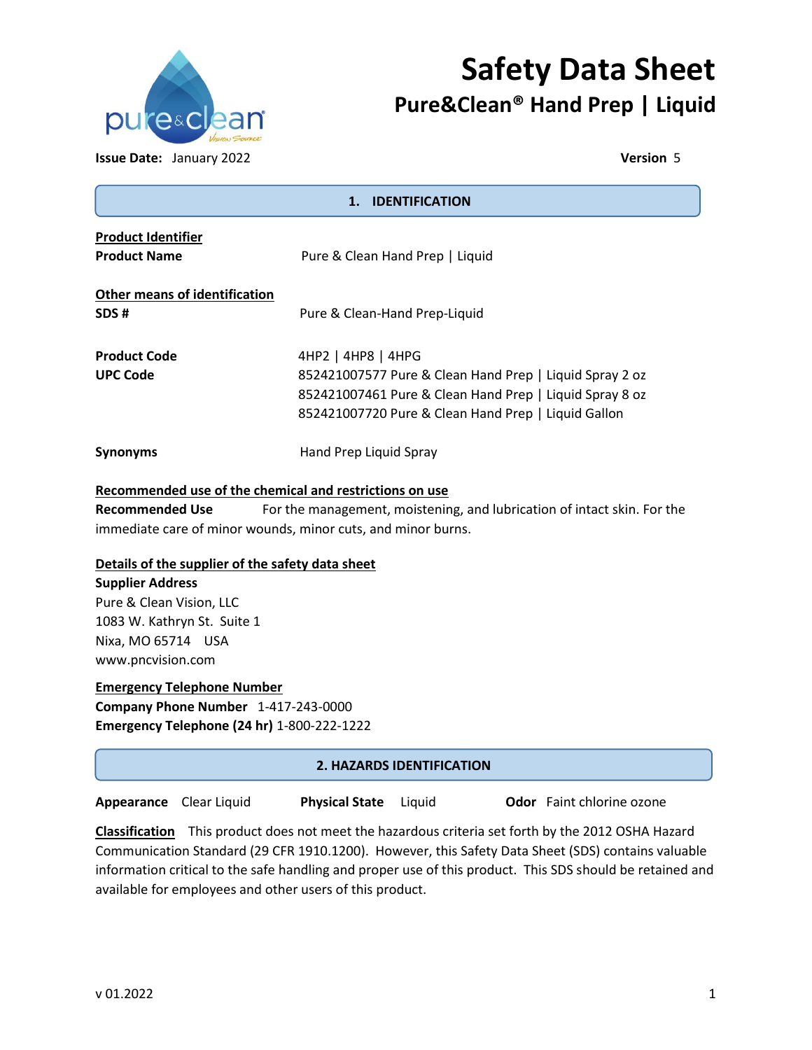# Safety Data Sheet

## Pure&Clean® Hand Prep | Liquid

**Issue Date:** January 2022 **Version** 5

## 1. IDENTIFICATION

**Product Identifier**

**Product Name** Pure & Clean Hand Prep | Liquid

**Other means of identification**

**SDS #** Pure & Clean-Hand Prep-Liquid

**Product Code** 4HP2 | 4HP8 | 4HPG

**UPC Code**
852421007577 Pure & Clean Hand Prep | Liquid Spray 2 oz
852421007461 Pure & Clean Hand Prep | Liquid Spray 8 oz
852421007720 Pure & Clean Hand Prep | Liquid Gallon

**Synonyms** Hand Prep Liquid Spray

**Recommended use of the chemical and restrictions on use**

**Recommended Use** For the management, moistening, and lubrication of intact skin. For the immediate care of minor wounds, minor cuts, and minor burns.

**Details of the supplier of the safety data sheet**

**Supplier Address**
Pure & Clean Vision, LLC
1083 W. Kathryn St. Suite 1
Nixa, MO 65714 USA
www.pncvision.com

**Emergency Telephone Number**

**Company Phone Number** 1-417-243-0000
**Emergency Telephone (24 hr)** 1-800-222-1222

## 2. HAZARDS IDENTIFICATION

**Appearance** Clear Liquid **Physical State** Liquid **Odor** Faint chlorine ozone

**Classification** This product does not meet the hazardous criteria set forth by the 2012 OSHA Hazard Communication Standard (29 CFR 1910.1200). However, this Safety Data Sheet (SDS) contains valuable information critical to the safe handling and proper use of this product. This SDS should be retained and available for employees and other users of this product.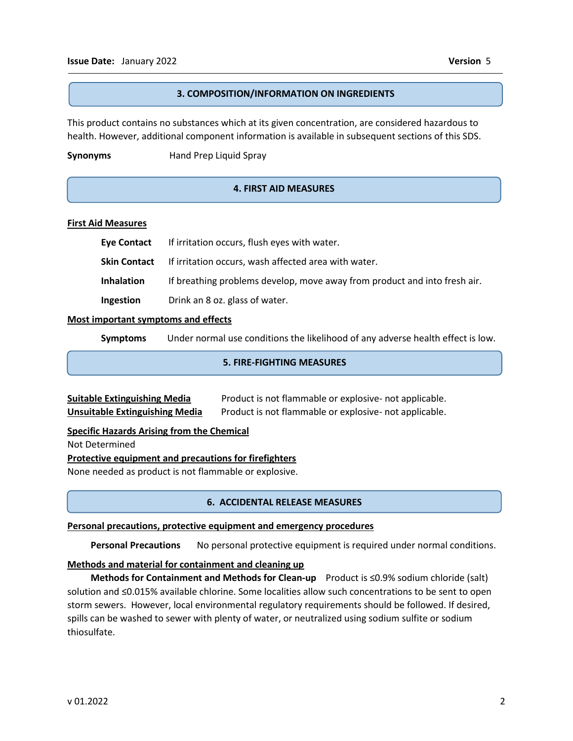## 3. COMPOSITION/INFORMATION ON INGREDIENTS

This product contains no substances which at its given concentration, are considered hazardous to health. However, additional component information is available in subsequent sections of this SDS.

**Synonyms** Hand Prep Liquid Spray

## 4. FIRST AID MEASURES

**First Aid Measures**

**Eye Contact** If irritation occurs, flush eyes with water.

**Skin Contact** If irritation occurs, wash affected area with water.

**Inhalation** If breathing problems develop, move away from product and into fresh air.

**Ingestion** Drink an 8 oz. glass of water.

**Most important symptoms and effects**

**Symptoms** Under normal use conditions the likelihood of any adverse health effect is low.

## 5. FIRE-FIGHTING MEASURES

**Suitable Extinguishing Media** Product is not flammable or explosive- not applicable.
**Unsuitable Extinguishing Media** Product is not flammable or explosive- not applicable.

**Specific Hazards Arising from the Chemical**
Not Determined

**Protective equipment and precautions for firefighters**
None needed as product is not flammable or explosive.

## 6. ACCIDENTAL RELEASE MEASURES

**Personal precautions, protective equipment and emergency procedures**

**Personal Precautions** No personal protective equipment is required under normal conditions.

**Methods and material for containment and cleaning up**

**Methods for Containment and Methods for Clean-up** Product is ≤0.9% sodium chloride (salt) solution and ≤0.015% available chlorine. Some localities allow such concentrations to be sent to open storm sewers. However, local environmental regulatory requirements should be followed. If desired, spills can be washed to sewer with plenty of water, or neutralized using sodium sulfite or sodium thiosulfate.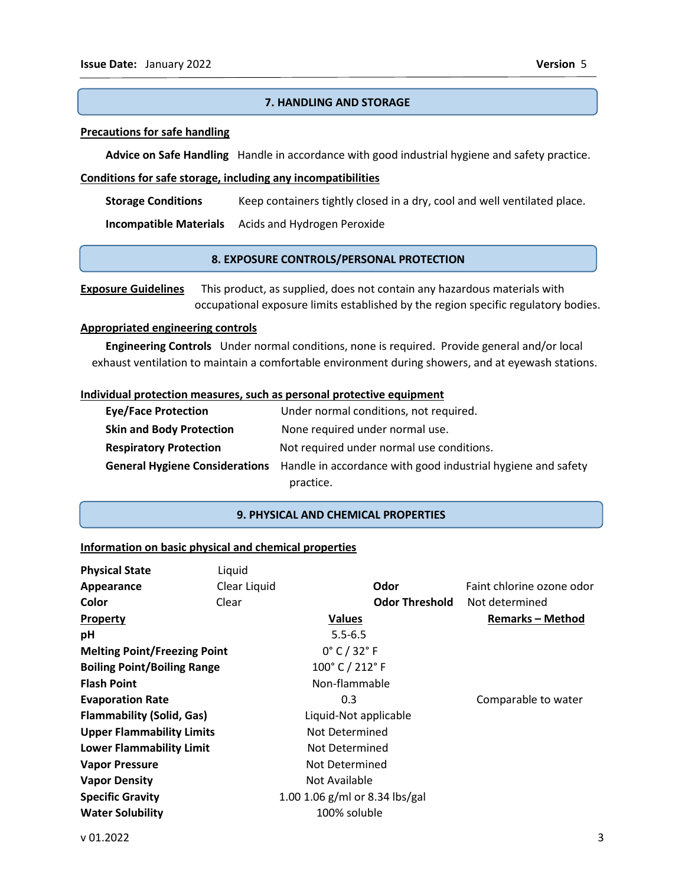## 7. HANDLING AND STORAGE

**Precautions for safe handling**

**Advice on Safe Handling** Handle in accordance with good industrial hygiene and safety practice.

**Conditions for safe storage, including any incompatibilities**

**Storage Conditions** Keep containers tightly closed in a dry, cool and well ventilated place.

**Incompatible Materials** Acids and Hydrogen Peroxide

## 8. EXPOSURE CONTROLS/PERSONAL PROTECTION

**Exposure Guidelines** This product, as supplied, does not contain any hazardous materials with occupational exposure limits established by the region specific regulatory bodies.

**Appropriated engineering controls**

**Engineering Controls** Under normal conditions, none is required. Provide general and/or local exhaust ventilation to maintain a comfortable environment during showers, and at eyewash stations.

**Individual protection measures, such as personal protective equipment**

| | |
|---|---|
| **Eye/Face Protection** | Under normal conditions, not required. |
| **Skin and Body Protection** | None required under normal use. |
| **Respiratory Protection** | Not required under normal use conditions. |
| **General Hygiene Considerations** | Handle in accordance with good industrial hygiene and safety practice. |

## 9. PHYSICAL AND CHEMICAL PROPERTIES

**Information on basic physical and chemical properties**

| | | | |
|---|---|---|---|
| **Physical State** | Liquid | | |
| **Appearance** | Clear Liquid | **Odor** | Faint chlorine ozone odor |
| **Color** | Clear | **Odor Threshold** | Not determined |

| **Property** | **Values** | **Remarks – Method** |
|---|---|---|
| **pH** | 5.5-6.5 | |
| **Melting Point/Freezing Point** | 0° C / 32° F | |
| **Boiling Point/Boiling Range** | 100° C / 212° F | |
| **Flash Point** | Non-flammable | |
| **Evaporation Rate** | 0.3 | Comparable to water |
| **Flammability (Solid, Gas)** | Liquid-Not applicable | |
| **Upper Flammability Limits** | Not Determined | |
| **Lower Flammability Limit** | Not Determined | |
| **Vapor Pressure** | Not Determined | |
| **Vapor Density** | Not Available | |
| **Specific Gravity** | 1.00 1.06 g/ml or 8.34 lbs/gal | |
| **Water Solubility** | 100% soluble | |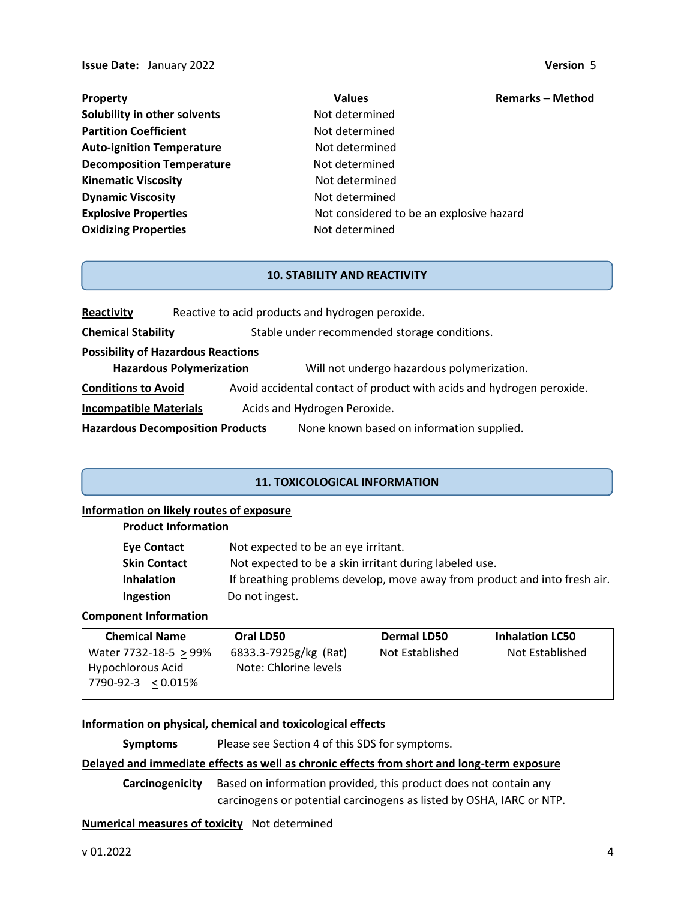| Property | Values | Remarks – Method |
|---|---|---|
| **Solubility in other solvents** | Not determined | |
| **Partition Coefficient** | Not determined | |
| **Auto-ignition Temperature** | Not determined | |
| **Decomposition Temperature** | Not determined | |
| **Kinematic Viscosity** | Not determined | |
| **Dynamic Viscosity** | Not determined | |
| **Explosive Properties** | Not considered to be an explosive hazard | |
| **Oxidizing Properties** | Not determined | |

## 10. STABILITY AND REACTIVITY

**Reactivity** Reactive to acid products and hydrogen peroxide.

**Chemical Stability** Stable under recommended storage conditions.

**Possibility of Hazardous Reactions**

**Hazardous Polymerization** Will not undergo hazardous polymerization.

**Conditions to Avoid** Avoid accidental contact of product with acids and hydrogen peroxide.

**Incompatible Materials** Acids and Hydrogen Peroxide.

**Hazardous Decomposition Products** None known based on information supplied.

## 11. TOXICOLOGICAL INFORMATION

**Information on likely routes of exposure**

**Product Information**

**Eye Contact** Not expected to be an eye irritant.

**Skin Contact** Not expected to be a skin irritant during labeled use.

**Inhalation** If breathing problems develop, move away from product and into fresh air.

**Ingestion** Do not ingest.

**Component Information**

| Chemical Name | Oral LD50 | Dermal LD50 | Inhalation LC50 |
|---|---|---|---|
| Water 7732-18-5 ≥ 99% Hypochlorous Acid 7790-92-3 ≤ 0.015% | 6833.3-7925g/kg (Rat) Note: Chlorine levels | Not Established | Not Established |

**Information on physical, chemical and toxicological effects**

**Symptoms** Please see Section 4 of this SDS for symptoms.

**Delayed and immediate effects as well as chronic effects from short and long-term exposure**

**Carcinogenicity** Based on information provided, this product does not contain any carcinogens or potential carcinogens as listed by OSHA, IARC or NTP.

**Numerical measures of toxicity** Not determined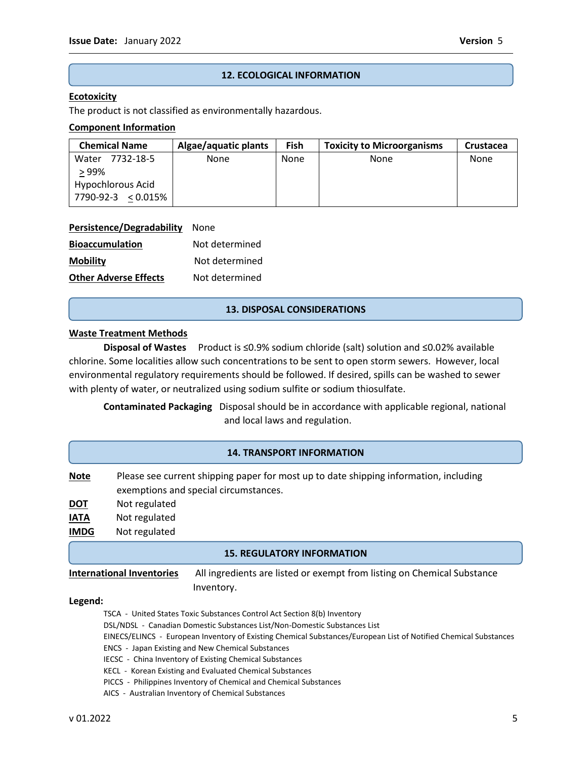## 12. ECOLOGICAL INFORMATION

**Ecotoxicity**

The product is not classified as environmentally hazardous.

**Component Information**

| Chemical Name | Algae/aquatic plants | Fish | Toxicity to Microorganisms | Crustacea |
|---|---|---|---|---|
| Water 7732-18-5 ≥ 99% Hypochlorous Acid 7790-92-3 ≤ 0.015% | None | None | None | None |

**Persistence/Degradability** None

**Bioaccumulation** Not determined

**Mobility** Not determined

**Other Adverse Effects** Not determined

## 13. DISPOSAL CONSIDERATIONS

**Waste Treatment Methods**

**Disposal of Wastes** Product is ≤0.9% sodium chloride (salt) solution and ≤0.02% available chlorine. Some localities allow such concentrations to be sent to open storm sewers. However, local environmental regulatory requirements should be followed. If desired, spills can be washed to sewer with plenty of water, or neutralized using sodium sulfite or sodium thiosulfate.

**Contaminated Packaging** Disposal should be in accordance with applicable regional, national and local laws and regulation.

## 14. TRANSPORT INFORMATION

**Note** Please see current shipping paper for most up to date shipping information, including exemptions and special circumstances.

**DOT** Not regulated

**IATA** Not regulated

**IMDG** Not regulated

## 15. REGULATORY INFORMATION

**International Inventories** All ingredients are listed or exempt from listing on Chemical Substance Inventory.

**Legend:**

- TSCA - United States Toxic Substances Control Act Section 8(b) Inventory
- DSL/NDSL - Canadian Domestic Substances List/Non-Domestic Substances List
- EINECS/ELINCS - European Inventory of Existing Chemical Substances/European List of Notified Chemical Substances
- ENCS - Japan Existing and New Chemical Substances
- IECSC - China Inventory of Existing Chemical Substances
- KECL - Korean Existing and Evaluated Chemical Substances
- PICCS - Philippines Inventory of Chemical and Chemical Substances
- AICS - Australian Inventory of Chemical Substances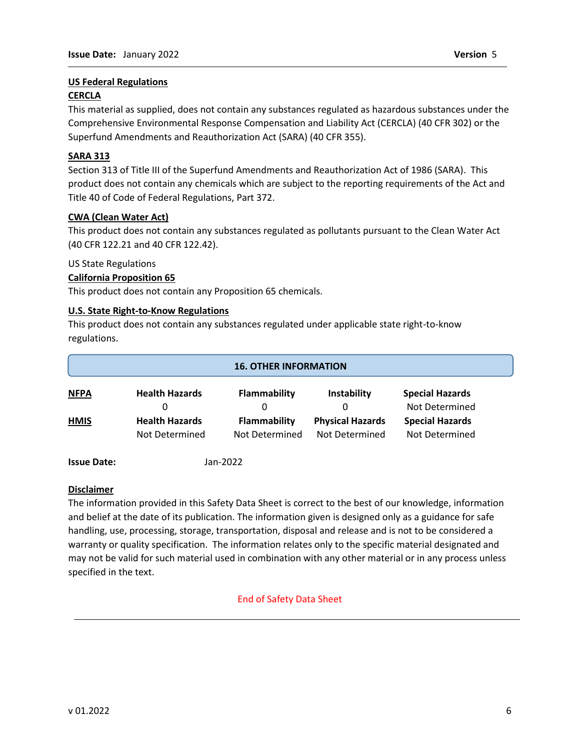**US Federal Regulations**

**CERCLA**

This material as supplied, does not contain any substances regulated as hazardous substances under the Comprehensive Environmental Response Compensation and Liability Act (CERCLA) (40 CFR 302) or the Superfund Amendments and Reauthorization Act (SARA) (40 CFR 355).

**SARA 313**

Section 313 of Title III of the Superfund Amendments and Reauthorization Act of 1986 (SARA). This product does not contain any chemicals which are subject to the reporting requirements of the Act and Title 40 of Code of Federal Regulations, Part 372.

**CWA (Clean Water Act)**

This product does not contain any substances regulated as pollutants pursuant to the Clean Water Act (40 CFR 122.21 and 40 CFR 122.42).

US State Regulations

**California Proposition 65**

This product does not contain any Proposition 65 chemicals.

**U.S. State Right-to-Know Regulations**

This product does not contain any substances regulated under applicable state right-to-know regulations.

## 16. OTHER INFORMATION

| | | | | |
|---|---|---|---|---|
| **NFPA** | **Health Hazards** | **Flammability** | **Instability** | **Special Hazards** |
| | 0 | 0 | 0 | Not Determined |
| **HMIS** | **Health Hazards** | **Flammability** | **Physical Hazards** | **Special Hazards** |
| | Not Determined | Not Determined | Not Determined | Not Determined |

**Issue Date:** Jan-2022

**Disclaimer**

The information provided in this Safety Data Sheet is correct to the best of our knowledge, information and belief at the date of its publication. The information given is designed only as a guidance for safe handling, use, processing, storage, transportation, disposal and release and is not to be considered a warranty or quality specification. The information relates only to the specific material designated and may not be valid for such material used in combination with any other material or in any process unless specified in the text.

End of Safety Data Sheet